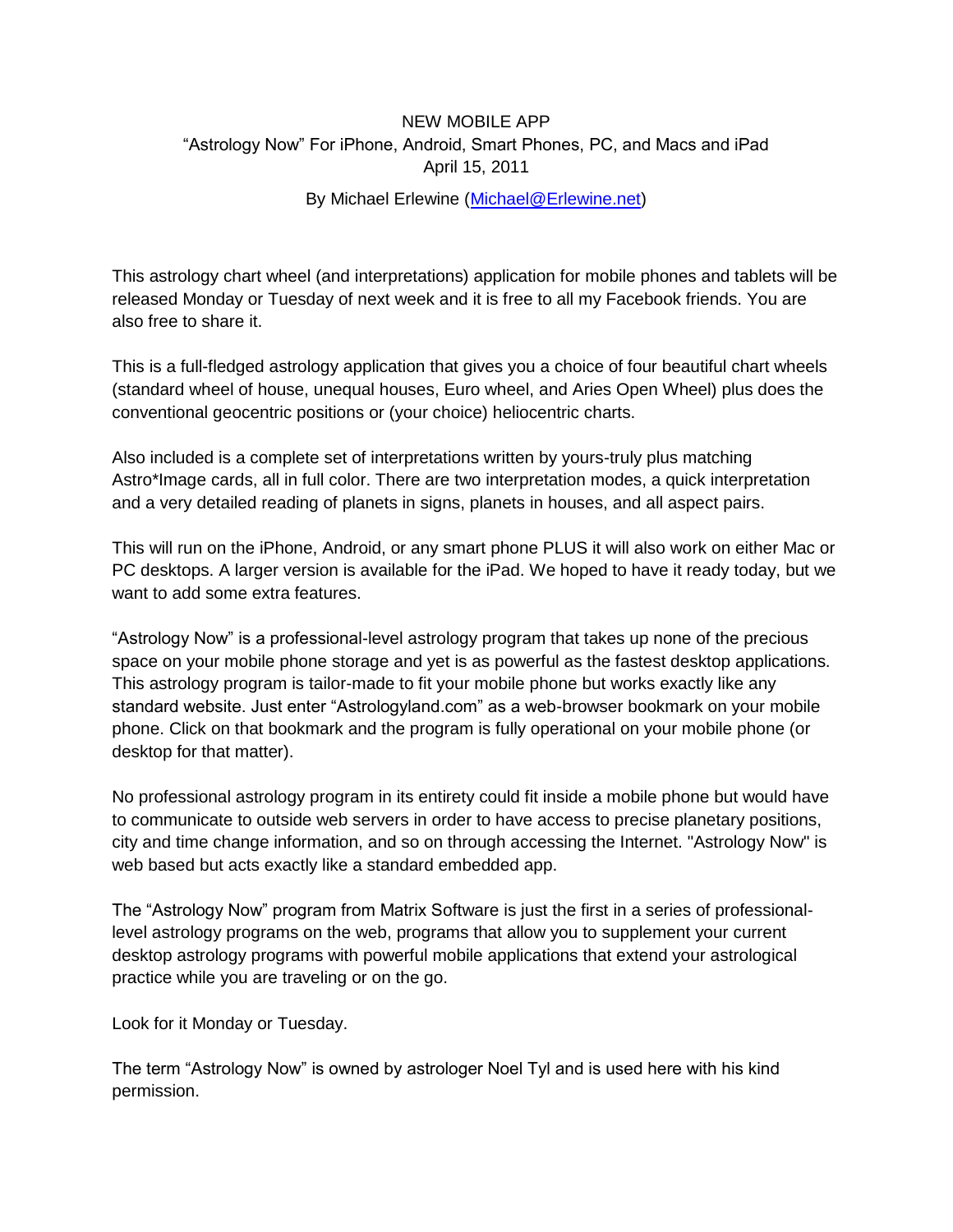# NEW MOBILE APP

## "Astrology Now" For iPhone, Android, Smart Phones, PC, and Macs and iPad

April 15, 2011

By Michael Erlewine (Michael@Erlewine.net)

This astrology chart wheel (and interpretations) application for mobile phones and tablets will be released Monday or Tuesday of next week and it is free to all my Facebook friends. You are also free to share it.

This is a full-fledged astrology application that gives you a choice of four beautiful chart wheels (standard wheel of house, unequal houses, Euro wheel, and Aries Open Wheel) plus does the conventional geocentric positions or (your choice) heliocentric charts.

Also included is a complete set of interpretations written by yours-truly plus matching Astro*Image cards, all in full color. There are two interpretation modes, a quick interpretation and a very detailed reading of planets in signs, planets in houses, and all aspect pairs.

This will run on the iPhone, Android, or any smart phone PLUS it will also work on either Mac or PC desktops. A larger version is available for the iPad. We hoped to have it ready today, but we want to add some extra features.

"Astrology Now" is a professional-level astrology program that takes up none of the precious space on your mobile phone storage and yet is as powerful as the fastest desktop applications. This astrology program is tailor-made to fit your mobile phone but works exactly like any standard website. Just enter "Astrologyland.com" as a web-browser bookmark on your mobile phone. Click on that bookmark and the program is fully operational on your mobile phone (or desktop for that matter).

No professional astrology program in its entirety could fit inside a mobile phone but would have to communicate to outside web servers in order to have access to precise planetary positions, city and time change information, and so on through accessing the Internet. "Astrology Now" is web based but acts exactly like a standard embedded app.

The "Astrology Now" program from Matrix Software is just the first in a series of professional-level astrology programs on the web, programs that allow you to supplement your current desktop astrology programs with powerful mobile applications that extend your astrological practice while you are traveling or on the go.

Look for it Monday or Tuesday.

The term "Astrology Now" is owned by astrologer Noel Tyl and is used here with his kind permission.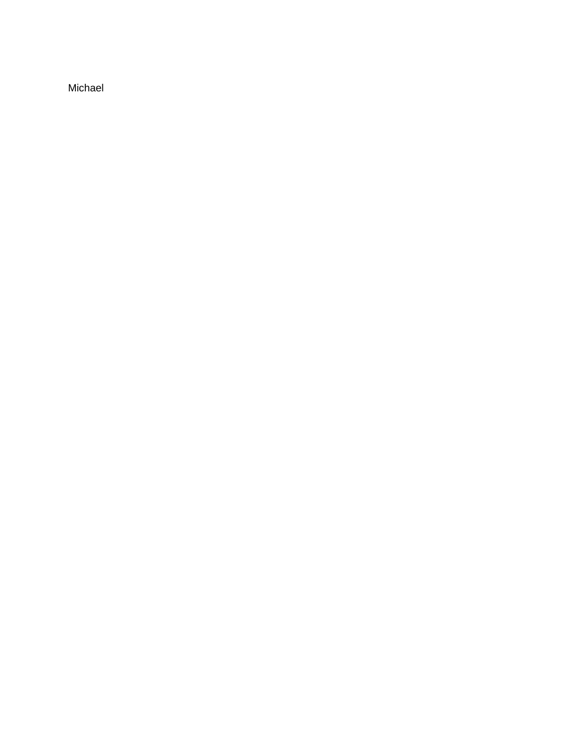Michael